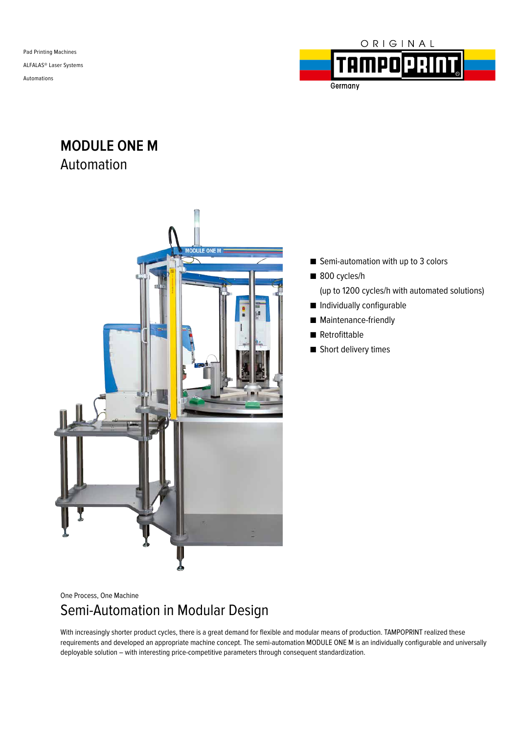Pad Printing Machines

ALFALAS® Laser Systems

Automations

ORIGINAL TAMPOPRINT Germany

# MODULE ONE M

## Automation

- Semi-automation with up to 3 colors
- 800 cycles/h (up to 1200 cycles/h with automated solutions)
- Individually configurable
- Maintenance-friendly
- Retrofittable
- Short delivery times

One Process, One Machine

## Semi-Automation in Modular Design

With increasingly shorter product cycles, there is a great demand for flexible and modular means of production. TAMPOPRINT realized these requirements and developed an appropriate machine concept. The semi-automation MODULE ONE M is an individually configurable and universally deployable solution – with interesting price-competitive parameters through consequent standardization.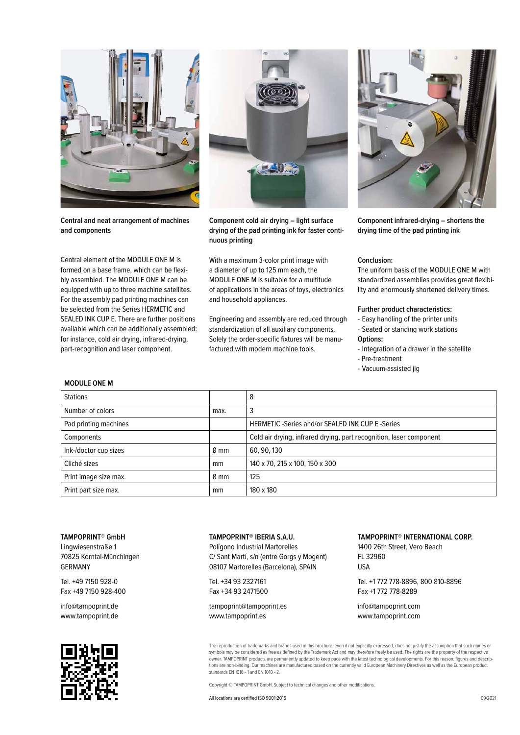**Central and neat arrangement of machines and components**

**Component cold air drying – light surface drying of the pad printing ink for faster continuous printing**

**Component infrared-drying – shortens the drying time of the pad printing ink**

Central element of the MODULE ONE M is formed on a base frame, which can be flexibly assembled. The MODULE ONE M can be equipped with up to three machine satellites. For the assembly pad printing machines can be selected from the Series HERMETIC and SEALED INK CUP E. There are further positions available which can be additionally assembled: for instance, cold air drying, infrared-drying, part-recognition and laser component.

With a maximum 3-color print image with a diameter of up to 125 mm each, the MODULE ONE M is suitable for a multitude of applications in the areas of toys, electronics and household appliances.

Engineering and assembly are reduced through standardization of all auxiliary components. Solely the order-specific fixtures will be manufactured with modern machine tools.

**Conclusion:**
The uniform basis of the MODULE ONE M with standardized assemblies provides great flexibility and enormously shortened delivery times.

**Further product characteristics:**
- Easy handling of the printer units
- Seated or standing work stations

**Options:**
- Integration of a drawer in the satellite
- Pre-treatment
- Vacuum-assisted jig

**MODULE ONE M**

| | | |
|---|---|---|
| Stations | | 8 |
| Number of colors | max. | 3 |
| Pad printing machines | | HERMETIC -Series and/or SEALED INK CUP E -Series |
| Components | | Cold air drying, infrared drying, part recognition, laser component |
| Ink-/doctor cup sizes | Ø mm | 60, 90, 130 |
| Cliché sizes | mm | 140 x 70, 215 x 100, 150 x 300 |
| Print image size max. | Ø mm | 125 |
| Print part size max. | mm | 180 x 180 |

**TAMPOPRINT® GmbH**
Lingwiesenstraße 1
70825 Korntal-Münchingen
GERMANY

Tel. +49 7150 928-0
Fax +49 7150 928-400

info@tampoprint.de
www.tampoprint.de

**TAMPOPRINT® IBERIA S.A.U.**
Polígono Industrial Martorelles
C/ Sant Martí, s/n (entre Gorgs y Mogent)
08107 Martorelles (Barcelona), SPAIN

Tel. +34 93 2327161
Fax +34 93 2471500

tampoprint@tampoprint.es
www.tampoprint.es

**TAMPOPRINT® INTERNATIONAL CORP.**
1400 26th Street, Vero Beach
FL 32960
USA

Tel. +1 772 778-8896, 800 810-8896
Fax +1 772 778-8289

info@tampoprint.com
www.tampoprint.com

The reproduction of trademarks and brands used in this brochure, even if not explicitly expressed, does not justify the assumption that such names or symbols may be considered as free as defined by the Trademark Act and may therefore freely be used. The rights are the property of the respective owner. TAMPOPRINT products are permanently updated to keep pace with the latest technological developments. For this reason, figures and descriptions are non-binding. Our machines are manufactured based on the currently valid European Machinery Directives as well as the European product standards EN 1010 - 1 and EN 1010 - 2.

Copyright © TAMPOPRINT GmbH. Subject to technical changes and other modifications.

All locations are certified ISO 9001:2015

09/2021